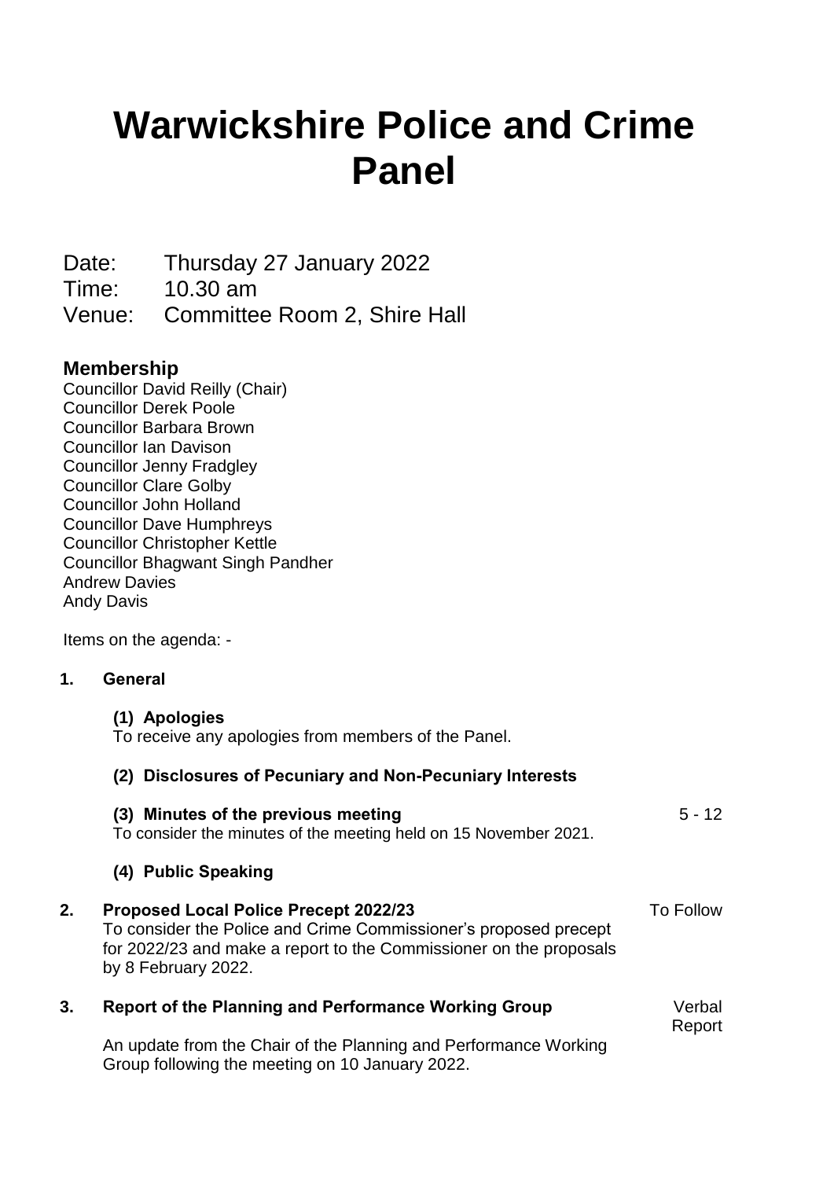# Warwickshire Police and Crime Panel

Date: Thursday 27 January 2022
Time: 10.30 am
Venue: Committee Room 2, Shire Hall

## Membership

Councillor David Reilly (Chair)
Councillor Derek Poole
Councillor Barbara Brown
Councillor Ian Davison
Councillor Jenny Fradgley
Councillor Clare Golby
Councillor John Holland
Councillor Dave Humphreys
Councillor Christopher Kettle
Councillor Bhagwant Singh Pandher
Andrew Davies
Andy Davis

Items on the agenda: -

**1. General**

**(1) Apologies**
To receive any apologies from members of the Panel.

**(2) Disclosures of Pecuniary and Non-Pecuniary Interests**

**(3) Minutes of the previous meeting** — 5 - 12
To consider the minutes of the meeting held on 15 November 2021.

**(4) Public Speaking**

**2. Proposed Local Police Precept 2022/23** — To Follow
To consider the Police and Crime Commissioner's proposed precept for 2022/23 and make a report to the Commissioner on the proposals by 8 February 2022.

**3. Report of the Planning and Performance Working Group** — Verbal Report

An update from the Chair of the Planning and Performance Working Group following the meeting on 10 January 2022.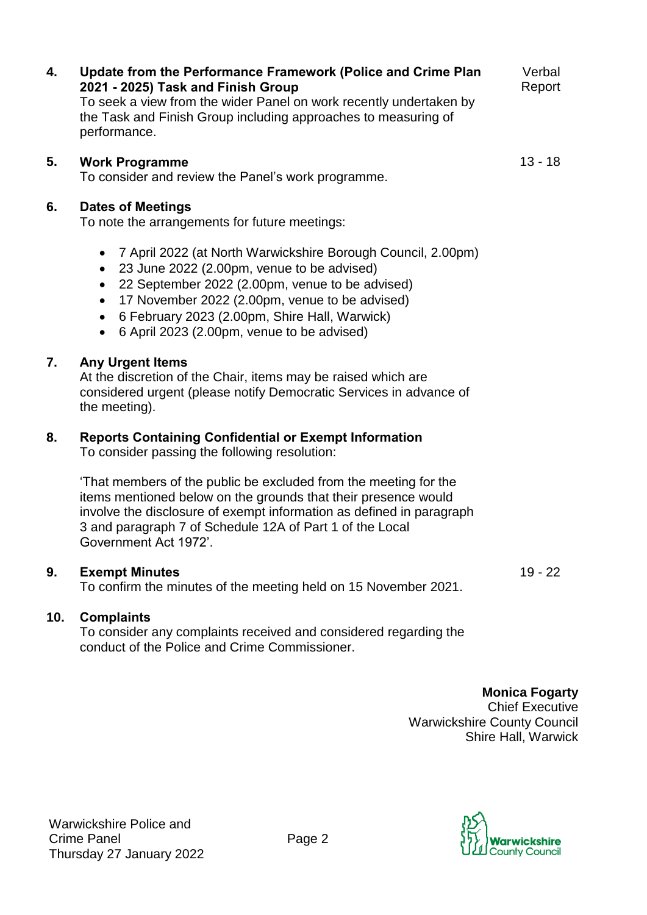**4. Update from the Performance Framework (Police and Crime Plan 2021 - 2025) Task and Finish Group** — Verbal Report

To seek a view from the wider Panel on work recently undertaken by the Task and Finish Group including approaches to measuring of performance.

**5. Work Programme** — 13 - 18

To consider and review the Panel's work programme.

**6. Dates of Meetings**

To note the arrangements for future meetings:

- 7 April 2022 (at North Warwickshire Borough Council, 2.00pm)
- 23 June 2022 (2.00pm, venue to be advised)
- 22 September 2022 (2.00pm, venue to be advised)
- 17 November 2022 (2.00pm, venue to be advised)
- 6 February 2023 (2.00pm, Shire Hall, Warwick)
- 6 April 2023 (2.00pm, venue to be advised)

**7. Any Urgent Items**

At the discretion of the Chair, items may be raised which are considered urgent (please notify Democratic Services in advance of the meeting).

**8. Reports Containing Confidential or Exempt Information**

To consider passing the following resolution:

'That members of the public be excluded from the meeting for the items mentioned below on the grounds that their presence would involve the disclosure of exempt information as defined in paragraph 3 and paragraph 7 of Schedule 12A of Part 1 of the Local Government Act 1972'.

**9. Exempt Minutes** — 19 - 22

To confirm the minutes of the meeting held on 15 November 2021.

**10. Complaints**

To consider any complaints received and considered regarding the conduct of the Police and Crime Commissioner.

**Monica Fogarty**
Chief Executive
Warwickshire County Council
Shire Hall, Warwick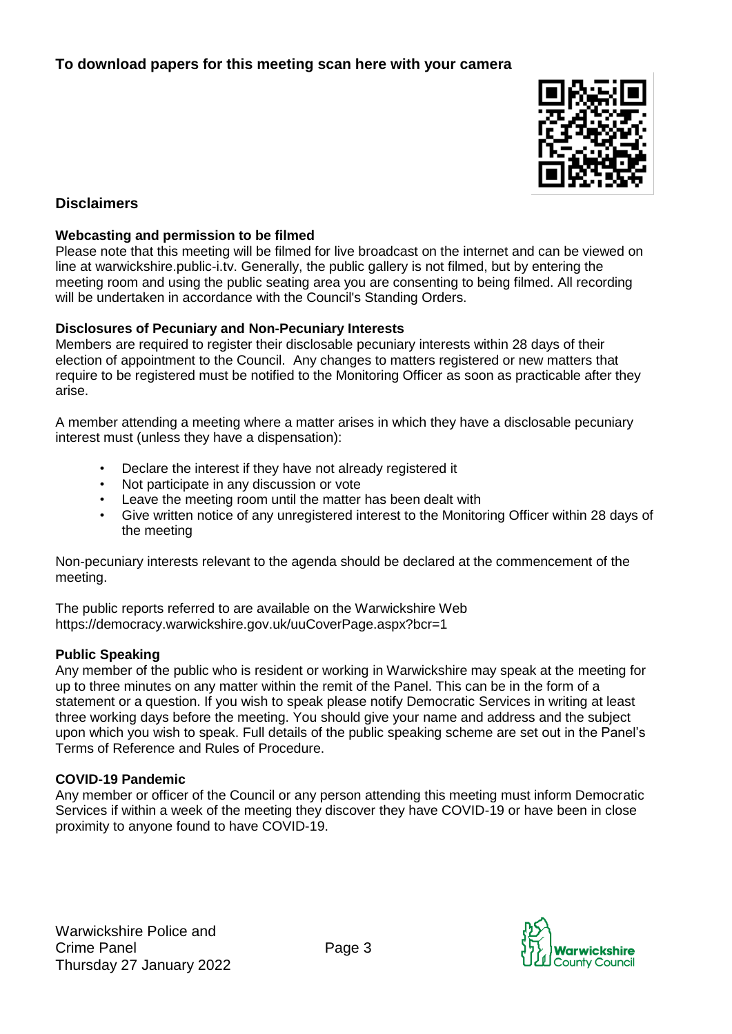**To download papers for this meeting scan here with your camera**

## Disclaimers

**Webcasting and permission to be filmed**

Please note that this meeting will be filmed for live broadcast on the internet and can be viewed on line at warwickshire.public-i.tv. Generally, the public gallery is not filmed, but by entering the meeting room and using the public seating area you are consenting to being filmed. All recording will be undertaken in accordance with the Council's Standing Orders.

**Disclosures of Pecuniary and Non-Pecuniary Interests**

Members are required to register their disclosable pecuniary interests within 28 days of their election of appointment to the Council. Any changes to matters registered or new matters that require to be registered must be notified to the Monitoring Officer as soon as practicable after they arise.

A member attending a meeting where a matter arises in which they have a disclosable pecuniary interest must (unless they have a dispensation):

- Declare the interest if they have not already registered it
- Not participate in any discussion or vote
- Leave the meeting room until the matter has been dealt with
- Give written notice of any unregistered interest to the Monitoring Officer within 28 days of the meeting

Non-pecuniary interests relevant to the agenda should be declared at the commencement of the meeting.

The public reports referred to are available on the Warwickshire Web https://democracy.warwickshire.gov.uk/uuCoverPage.aspx?bcr=1

**Public Speaking**

Any member of the public who is resident or working in Warwickshire may speak at the meeting for up to three minutes on any matter within the remit of the Panel. This can be in the form of a statement or a question. If you wish to speak please notify Democratic Services in writing at least three working days before the meeting. You should give your name and address and the subject upon which you wish to speak. Full details of the public speaking scheme are set out in the Panel's Terms of Reference and Rules of Procedure.

**COVID-19 Pandemic**

Any member or officer of the Council or any person attending this meeting must inform Democratic Services if within a week of the meeting they discover they have COVID-19 or have been in close proximity to anyone found to have COVID-19.